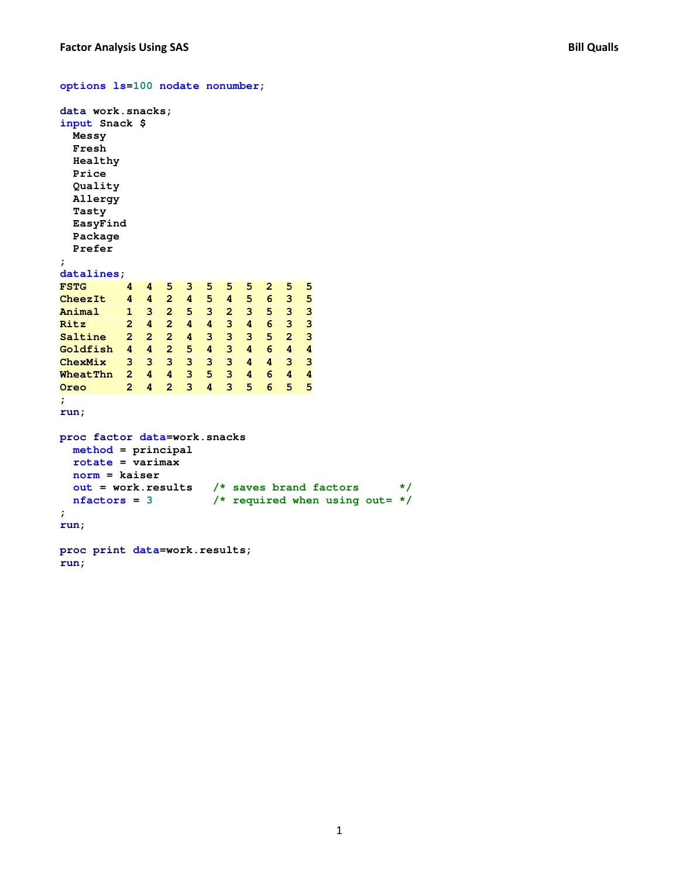```
options ls=100 nodate nonumber;

data work.snacks;
input Snack $
  Messy
  Fresh
  Healthy
  Price
  Quality
  Allergy
  Tasty
  EasyFind
  Package
  Prefer
;
datalines;
FSTG      4  4  5  3  5  5  5  2  5  5
CheezIt   4  4  2  4  5  4  5  6  3  5
Animal    1  3  2  5  3  2  3  5  3  3
Ritz      2  4  2  4  4  3  4  6  3  3
Saltine   2  2  2  4  3  3  3  5  2  3
Goldfish  4  4  2  5  4  3  4  6  4  4
ChexMix   3  3  3  3  3  3  4  4  3  3
WheatThn  2  4  4  3  5  3  4  6  4  4
Oreo      2  4  2  3  4  3  5  6  5  5
;
run;

proc factor data=work.snacks
  method = principal
  rotate = varimax
  norm = kaiser
  out = work.results   /* saves brand factors      */
  nfactors = 3         /* required when using out= */
;
run;

proc print data=work.results;
run;
```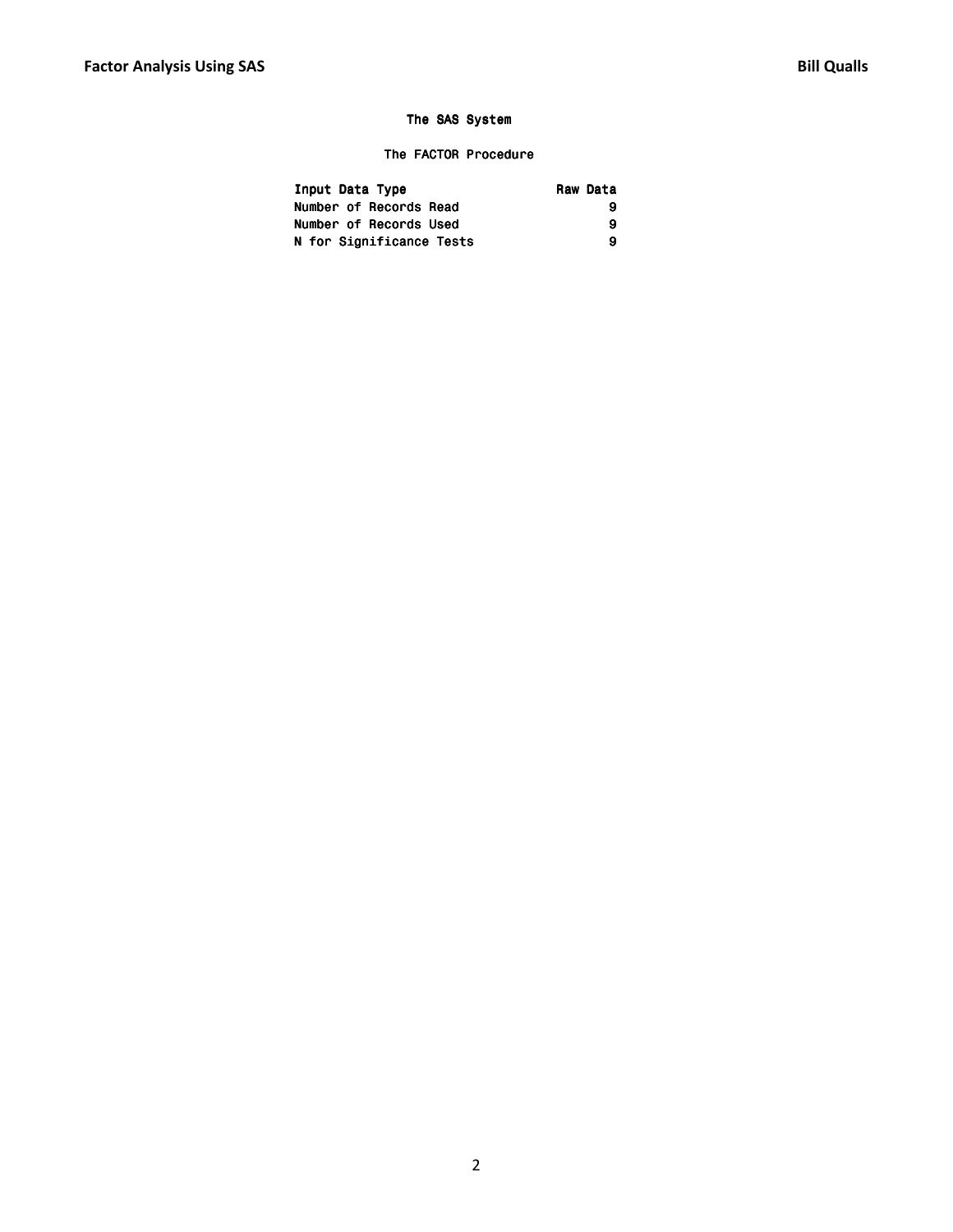The SAS System

The FACTOR Procedure

| Input Data Type | Raw Data |
| --- | --- |
| Number of Records Read | 9 |
| Number of Records Used | 9 |
| N for Significance Tests | 9 |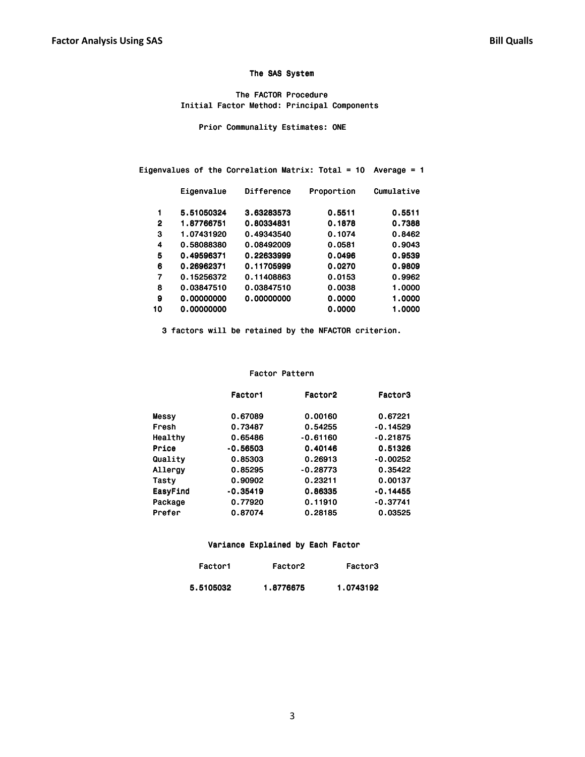The SAS System

The FACTOR Procedure
Initial Factor Method: Principal Components

Prior Communality Estimates: ONE

Eigenvalues of the Correlation Matrix: Total = 10  Average = 1

| | Eigenvalue | Difference | Proportion | Cumulative |
|---|---|---|---|---|
| 1 | 5.51050324 | 3.63283573 | 0.5511 | 0.5511 |
| 2 | 1.87766751 | 0.80334831 | 0.1878 | 0.7388 |
| 3 | 1.07431920 | 0.49343540 | 0.1074 | 0.8462 |
| 4 | 0.58088380 | 0.08492009 | 0.0581 | 0.9043 |
| 5 | 0.49596371 | 0.22633999 | 0.0496 | 0.9539 |
| 6 | 0.26962371 | 0.11705999 | 0.0270 | 0.9809 |
| 7 | 0.15256372 | 0.11408863 | 0.0153 | 0.9962 |
| 8 | 0.03847510 | 0.03847510 | 0.0038 | 1.0000 |
| 9 | 0.00000000 | 0.00000000 | 0.0000 | 1.0000 |
| 10 | 0.00000000 | | 0.0000 | 1.0000 |

3 factors will be retained by the NFACTOR criterion.

Factor Pattern

| | Factor1 | Factor2 | Factor3 |
|---|---|---|---|
| Messy | 0.67089 | 0.00160 | 0.67221 |
| Fresh | 0.73487 | 0.54255 | -0.14529 |
| Healthy | 0.65486 | -0.61160 | -0.21875 |
| Price | -0.56503 | 0.40146 | 0.51326 |
| Quality | 0.85303 | 0.26913 | -0.00252 |
| Allergy | 0.85295 | -0.28773 | 0.35422 |
| Tasty | 0.90902 | 0.23211 | 0.00137 |
| EasyFind | -0.35419 | 0.86335 | -0.14455 |
| Package | 0.77920 | 0.11910 | -0.37741 |
| Prefer | 0.87074 | 0.28185 | 0.03525 |

Variance Explained by Each Factor

| Factor1 | Factor2 | Factor3 |
|---|---|---|
| 5.5105032 | 1.8776675 | 1.0743192 |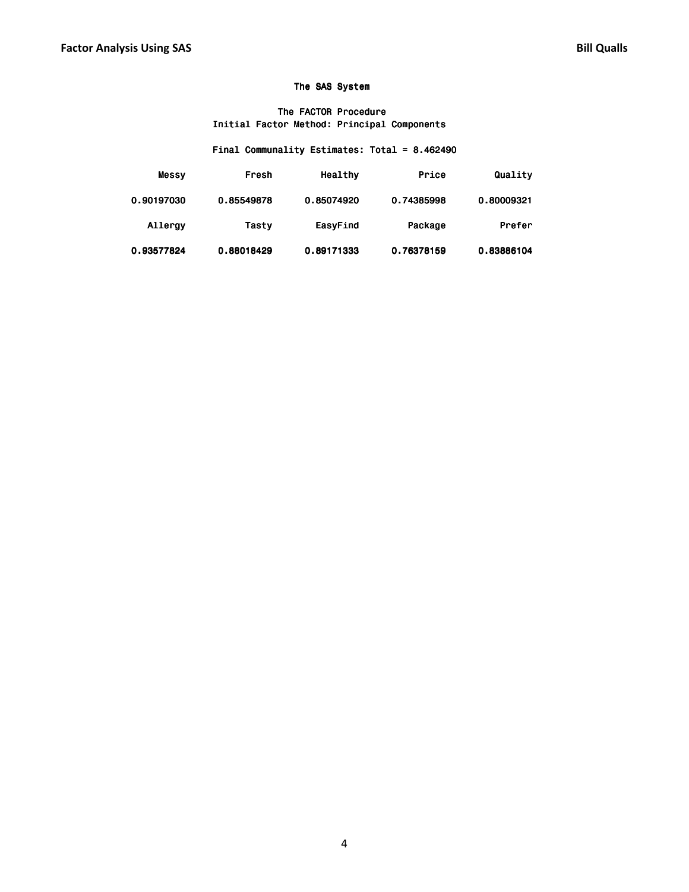The SAS System

The FACTOR Procedure
Initial Factor Method: Principal Components

Final Communality Estimates: Total = 8.462490

| Messy | Fresh | Healthy | Price | Quality |
|---|---|---|---|---|
| 0.90197030 | 0.85549878 | 0.85074920 | 0.74385998 | 0.80009321 |

| Allergy | Tasty | EasyFind | Package | Prefer |
|---|---|---|---|---|
| 0.93577824 | 0.88018429 | 0.89171333 | 0.76378159 | 0.83886104 |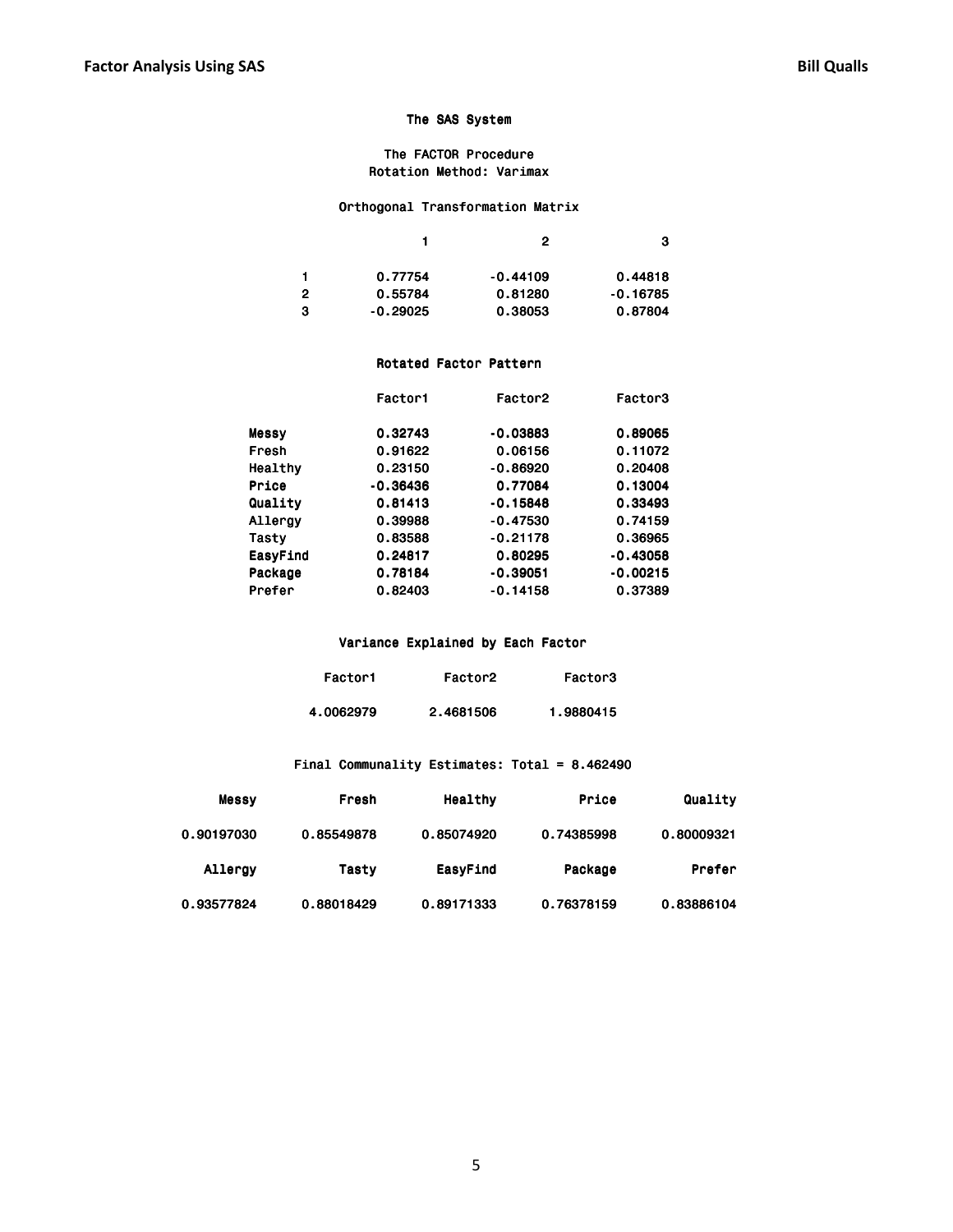The SAS System

The FACTOR Procedure
Rotation Method: Varimax

Orthogonal Transformation Matrix

| | 1 | 2 | 3 |
|---|---|---|---|
| 1 | 0.77754 | -0.44109 | 0.44818 |
| 2 | 0.55784 | 0.81280 | -0.16785 |
| 3 | -0.29025 | 0.38053 | 0.87804 |

Rotated Factor Pattern

| | Factor1 | Factor2 | Factor3 |
|---|---|---|---|
| **Messy** | **0.32743** | **-0.03883** | **0.89065** |
| Fresh | 0.91622 | 0.06156 | 0.11072 |
| Healthy | 0.23150 | -0.86920 | 0.20408 |
| **Price** | **-0.36436** | **0.77084** | **0.13004** |
| **Quality** | **0.81413** | **-0.15848** | **0.33493** |
| Allergy | 0.39988 | -0.47530 | 0.74159 |
| Tasty | 0.83588 | -0.21178 | 0.36965 |
| **EasyFind** | **0.24817** | **0.80295** | **-0.43058** |
| **Package** | **0.78184** | **-0.39051** | **-0.00215** |
| Prefer | 0.82403 | -0.14158 | 0.37389 |

Variance Explained by Each Factor

| Factor1 | Factor2 | Factor3 |
|---|---|---|
| 4.0062979 | 2.4681506 | 1.9880415 |

Final Communality Estimates: Total = 8.462490

| **Messy** | Fresh | Healthy | **Price** | **Quality** |
|---|---|---|---|---|
| 0.90197030 | 0.85549878 | 0.85074920 | 0.74385998 | 0.80009321 |

| Allergy | Tasty | **EasyFind** | **Package** | Prefer |
|---|---|---|---|---|
| 0.93577824 | 0.88018429 | 0.89171333 | 0.76378159 | 0.83886104 |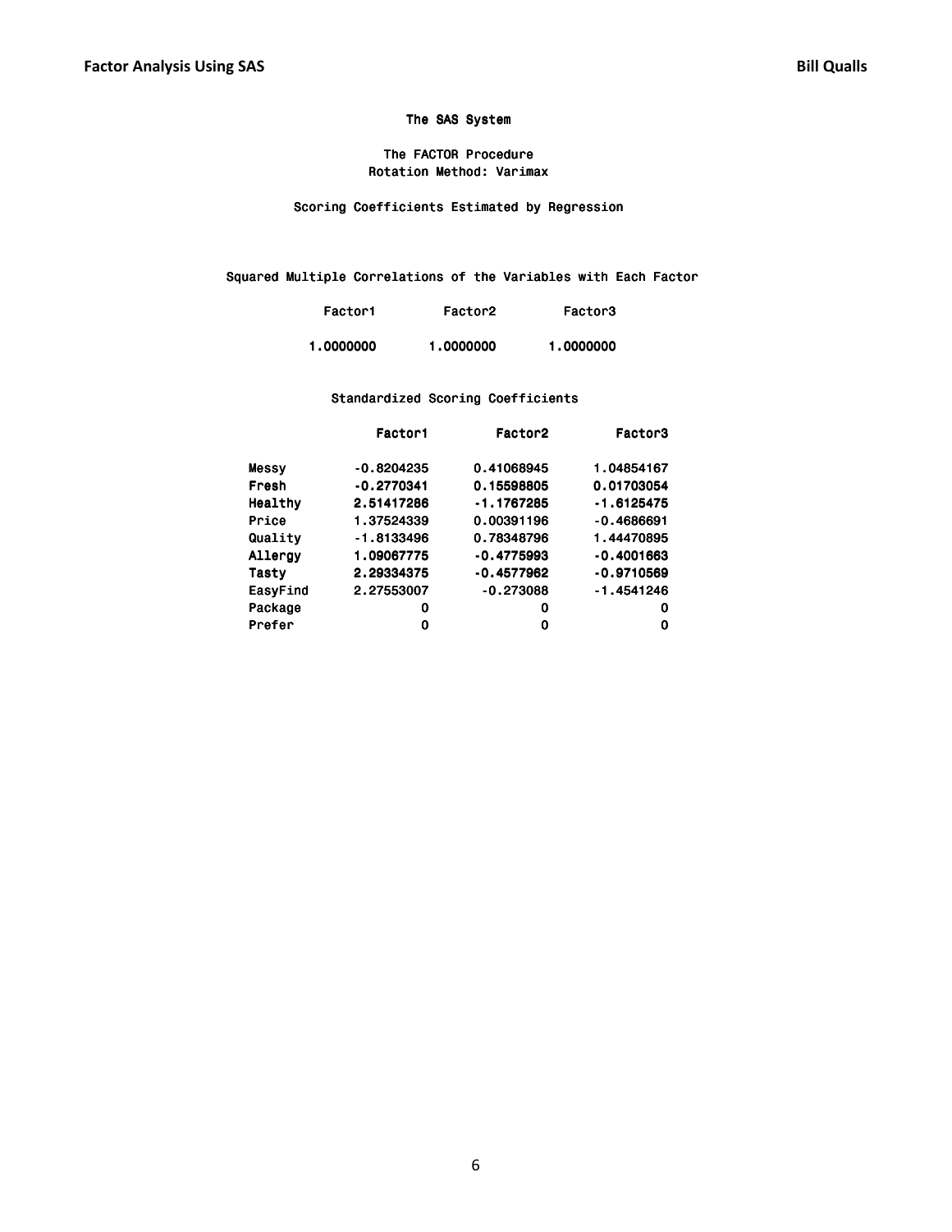The SAS System

The FACTOR Procedure
Rotation Method: Varimax

Scoring Coefficients Estimated by Regression

Squared Multiple Correlations of the Variables with Each Factor

| Factor1 | Factor2 | Factor3 |
|---|---|---|
| 1.0000000 | 1.0000000 | 1.0000000 |

Standardized Scoring Coefficients

| | Factor1 | Factor2 | Factor3 |
|---|---|---|---|
| Messy | -0.8204235 | 0.41068945 | 1.04854167 |
| Fresh | -0.2770341 | 0.15598805 | 0.01703054 |
| Healthy | 2.51417286 | -1.1767285 | -1.6125475 |
| Price | 1.37524339 | 0.00391196 | -0.4686691 |
| Quality | -1.8133496 | 0.78348796 | 1.44470895 |
| Allergy | 1.09067775 | -0.4775993 | -0.4001663 |
| Tasty | 2.29334375 | -0.4577962 | -0.9710569 |
| EasyFind | 2.27553007 | -0.273088 | -1.4541246 |
| Package | 0 | 0 | 0 |
| Prefer | 0 | 0 | 0 |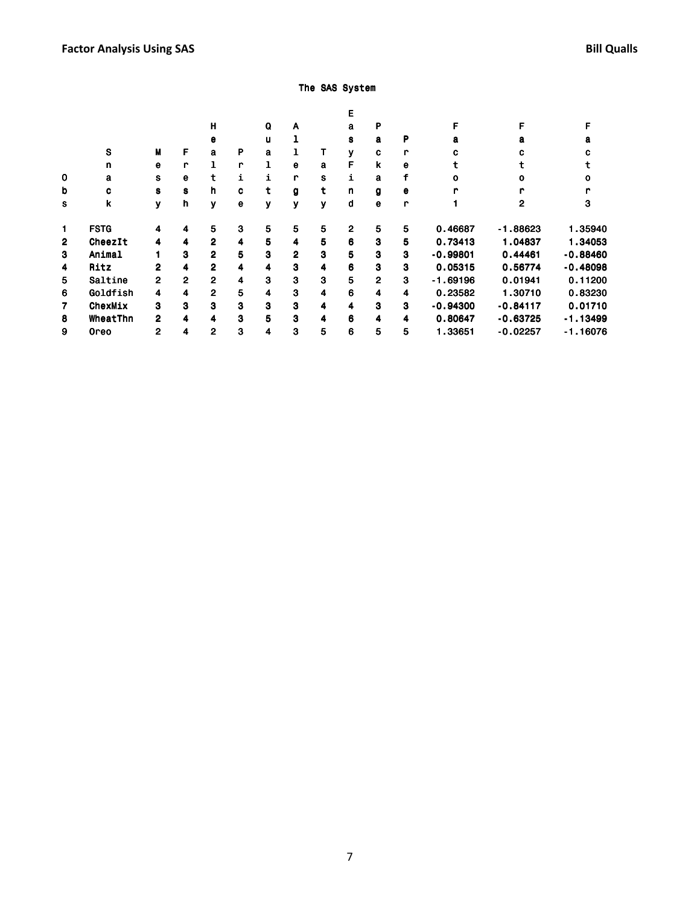The SAS System

| Obs | Snack | Messy | Fresh | Healthy | Price | Quality | Allergy | Tasty | EasyFind | Package | Prefer | Factor1 | Factor2 | Factor3 |
|---|---|---|---|---|---|---|---|---|---|---|---|---|---|---|
| 1 | FSTG | 4 | 4 | 5 | 3 | 5 | 5 | 5 | 2 | 5 | 5 | 0.46687 | -1.88623 | 1.35940 |
| 2 | CheezIt | 4 | 4 | 2 | 4 | 5 | 4 | 5 | 6 | 3 | 5 | 0.73413 | 1.04837 | 1.34053 |
| 3 | Animal | 1 | 3 | 2 | 5 | 3 | 2 | 3 | 5 | 3 | 3 | -0.99801 | 0.44461 | -0.88460 |
| 4 | Ritz | 2 | 4 | 2 | 4 | 4 | 3 | 4 | 6 | 3 | 3 | 0.05315 | 0.56774 | -0.48098 |
| 5 | Saltine | 2 | 2 | 2 | 4 | 3 | 3 | 3 | 5 | 2 | 3 | -1.69196 | 0.01941 | 0.11200 |
| 6 | Goldfish | 4 | 4 | 2 | 5 | 4 | 3 | 4 | 6 | 4 | 4 | 0.23582 | 1.30710 | 0.83230 |
| 7 | ChexMix | 3 | 3 | 3 | 3 | 3 | 3 | 4 | 4 | 3 | 3 | -0.94300 | -0.84117 | 0.01710 |
| 8 | WheatThn | 2 | 4 | 4 | 3 | 5 | 3 | 4 | 6 | 4 | 4 | 0.80647 | -0.63725 | -1.13499 |
| 9 | Oreo | 2 | 4 | 2 | 3 | 4 | 3 | 5 | 6 | 5 | 5 | 1.33651 | -0.02257 | -1.16076 |